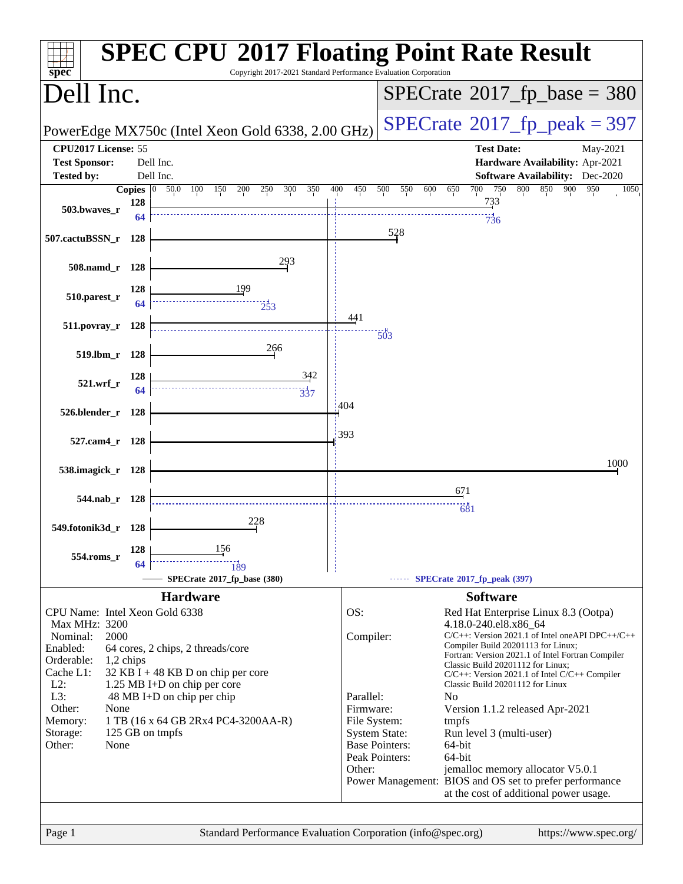# SPEC CPU 2017 Floating Point Rate Result

Copyright 2017-2021 Standard Performance Evaluation Corporation

## Dell Inc.

PowerEdge MX750c (Intel Xeon Gold 6338, 2.00 GHz)

**SPECrate 2017_fp_base = 380**

**SPECrate 2017_fp_peak = 397**

| | | | |
|---|---|---|---|
| **CPU2017 License:** | 55 | **Test Date:** | May-2021 |
| **Test Sponsor:** | Dell Inc. | **Hardware Availability:** | Apr-2021 |
| **Tested by:** | Dell Inc. | **Software Availability:** | Dec-2020 |

| Benchmark | Base Copies | Base Ratio | Peak Copies | Peak Ratio |
|---|---|---|---|---|
| 503.bwaves_r | 128 | 733 | 64 | 736 |
| 507.cactuBSSN_r | 128 | 528 | 128 | 528 |
| 508.namd_r | 128 | 293 | 128 | 293 |
| 510.parest_r | 128 | 199 | 64 | 253 |
| 511.povray_r | 128 | 441 | 128 | 503 |
| 519.lbm_r | 128 | 266 | 128 | 266 |
| 521.wrf_r | 128 | 342 | 64 | 337 |
| 526.blender_r | 128 | 404 | 128 | 404 |
| 527.cam4_r | 128 | 393 | 128 | 393 |
| 538.imagick_r | 128 | 1000 | 128 | 1000 |
| 544.nab_r | 128 | 671 | 128 | 681 |
| 549.fotonik3d_r | 128 | 228 | 128 | 228 |
| 554.roms_r | 128 | 156 | 64 | 189 |

SPECrate 2017_fp_base (380) — SPECrate 2017_fp_peak (397)

## Hardware

| | |
|---|---|
| CPU Name: | Intel Xeon Gold 6338 |
| Max MHz: | 3200 |
| Nominal: | 2000 |
| Enabled: | 64 cores, 2 chips, 2 threads/core |
| Orderable: | 1,2 chips |
| Cache L1: | 32 KB I + 48 KB D on chip per core |
| L2: | 1.25 MB I+D on chip per core |
| L3: | 48 MB I+D on chip per chip |
| Other: | None |
| Memory: | 1 TB (16 x 64 GB 2Rx4 PC4-3200AA-R) |
| Storage: | 125 GB on tmpfs |
| Other: | None |

## Software

| | |
|---|---|
| OS: | Red Hat Enterprise Linux 8.3 (Ootpa) 4.18.0-240.el8.x86_64 |
| Compiler: | C/C++: Version 2021.1 of Intel oneAPI DPC++/C++ Compiler Build 20201113 for Linux; Fortran: Version 2021.1 of Intel Fortran Compiler Classic Build 20201112 for Linux; C/C++: Version 2021.1 of Intel C/C++ Compiler Classic Build 20201112 for Linux |
| Parallel: | No |
| Firmware: | Version 1.1.2 released Apr-2021 |
| File System: | tmpfs |
| System State: | Run level 3 (multi-user) |
| Base Pointers: | 64-bit |
| Peak Pointers: | 64-bit |
| Other: | jemalloc memory allocator V5.0.1 |
| Power Management: | BIOS and OS set to prefer performance at the cost of additional power usage. |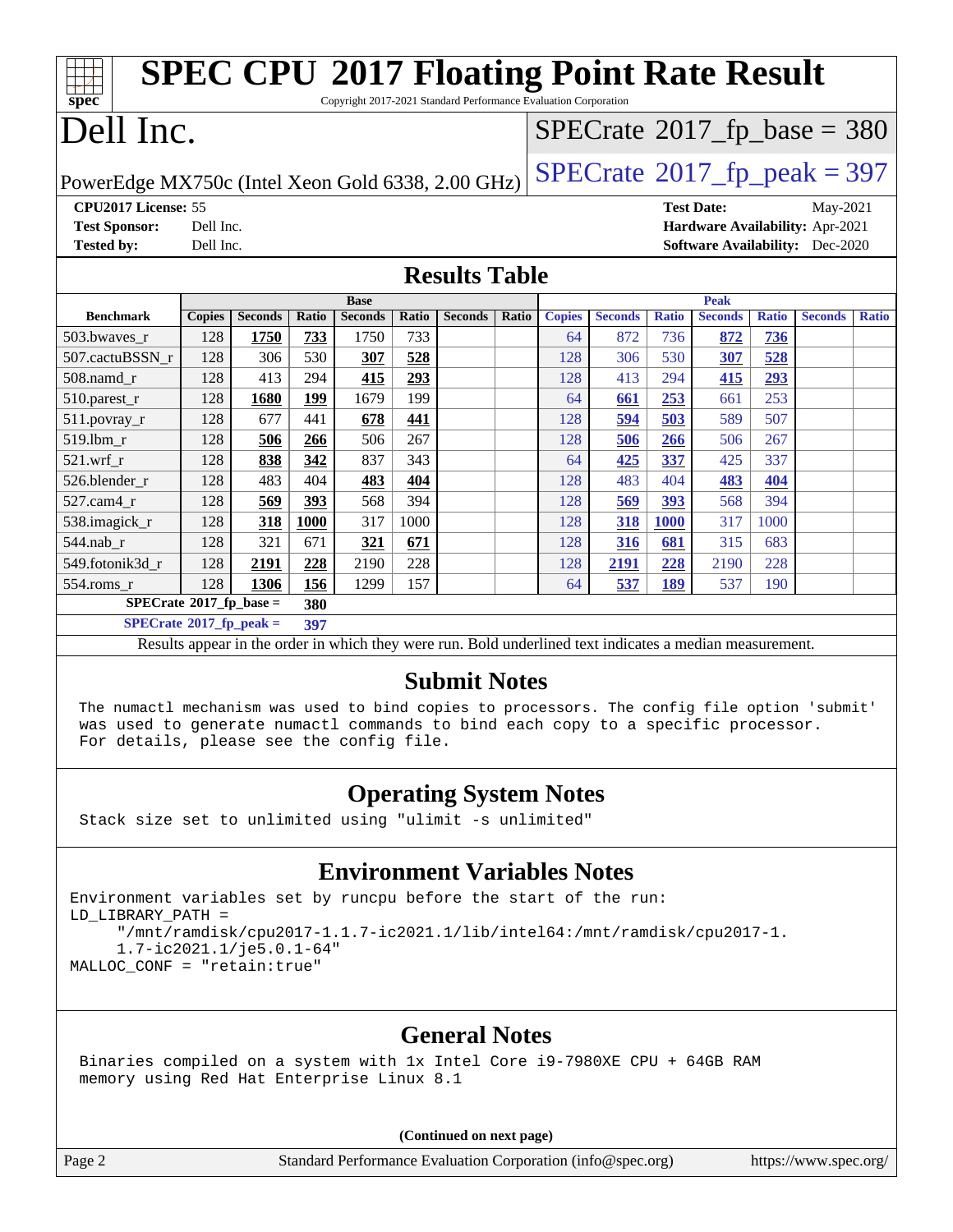# SPEC CPU 2017 Floating Point Rate Result

Copyright 2017-2021 Standard Performance Evaluation Corporation

# Dell Inc.

PowerEdge MX750c (Intel Xeon Gold 6338, 2.00 GHz)

SPECrate 2017_fp_base = 380

SPECrate 2017_fp_peak = 397

**CPU2017 License:** 55
**Test Sponsor:** Dell Inc.
**Tested by:** Dell Inc.
**Test Date:** May-2021
**Hardware Availability:** Apr-2021
**Software Availability:** Dec-2020

## Results Table

| Benchmark | Base | | | | | | | Peak | | | | | | |
|---|---|---|---|---|---|---|---|---|---|---|---|---|---|---|
| | Copies | Seconds | Ratio | Seconds | Ratio | Seconds | Ratio | Copies | Seconds | Ratio | Seconds | Ratio | Seconds | Ratio |
| 503.bwaves_r | 128 | **1750** | **733** | 1750 | 733 | | | 64 | 872 | 736 | **872** | **736** | | |
| 507.cactuBSSN_r | 128 | 306 | 530 | **307** | **528** | | | 128 | 306 | 530 | **307** | **528** | | |
| 508.namd_r | 128 | 413 | 294 | **415** | **293** | | | 128 | 413 | 294 | **415** | **293** | | |
| 510.parest_r | 128 | **1680** | **199** | 1679 | 199 | | | 64 | **661** | **253** | 661 | 253 | | |
| 511.povray_r | 128 | 677 | 441 | **678** | **441** | | | 128 | **594** | **503** | 589 | 507 | | |
| 519.lbm_r | 128 | **506** | **266** | 506 | 267 | | | 128 | **506** | **266** | 506 | 267 | | |
| 521.wrf_r | 128 | **838** | **342** | 837 | 343 | | | 64 | **425** | **337** | 425 | 337 | | |
| 526.blender_r | 128 | 483 | 404 | **483** | **404** | | | 128 | 483 | 404 | **483** | **404** | | |
| 527.cam4_r | 128 | **569** | **393** | 568 | 394 | | | 128 | **569** | **393** | 568 | 394 | | |
| 538.imagick_r | 128 | **318** | **1000** | 317 | 1000 | | | 128 | **318** | **1000** | 317 | 1000 | | |
| 544.nab_r | 128 | 321 | 671 | **321** | **671** | | | 128 | **316** | **681** | 315 | 683 | | |
| 549.fotonik3d_r | 128 | **2191** | **228** | 2190 | 228 | | | 128 | **2191** | **228** | 2190 | 228 | | |
| 554.roms_r | 128 | **1306** | **156** | 1299 | 157 | | | 64 | **537** | **189** | 537 | 190 | | |

**SPECrate 2017_fp_base = 380**

**SPECrate 2017_fp_peak = 397**

Results appear in the order in which they were run. Bold underlined text indicates a median measurement.

## Submit Notes

```
The numactl mechanism was used to bind copies to processors. The config file option 'submit'
was used to generate numactl commands to bind each copy to a specific processor.
For details, please see the config file.
```

## Operating System Notes

```
Stack size set to unlimited using "ulimit -s unlimited"
```

## Environment Variables Notes

```
Environment variables set by runcpu before the start of the run:
LD_LIBRARY_PATH =
     "/mnt/ramdisk/cpu2017-1.1.7-ic2021.1/lib/intel64:/mnt/ramdisk/cpu2017-1.
     1.7-ic2021.1/je5.0.1-64"
MALLOC_CONF = "retain:true"
```

## General Notes

```
Binaries compiled on a system with 1x Intel Core i9-7980XE CPU + 64GB RAM
memory using Red Hat Enterprise Linux 8.1
```

**(Continued on next page)**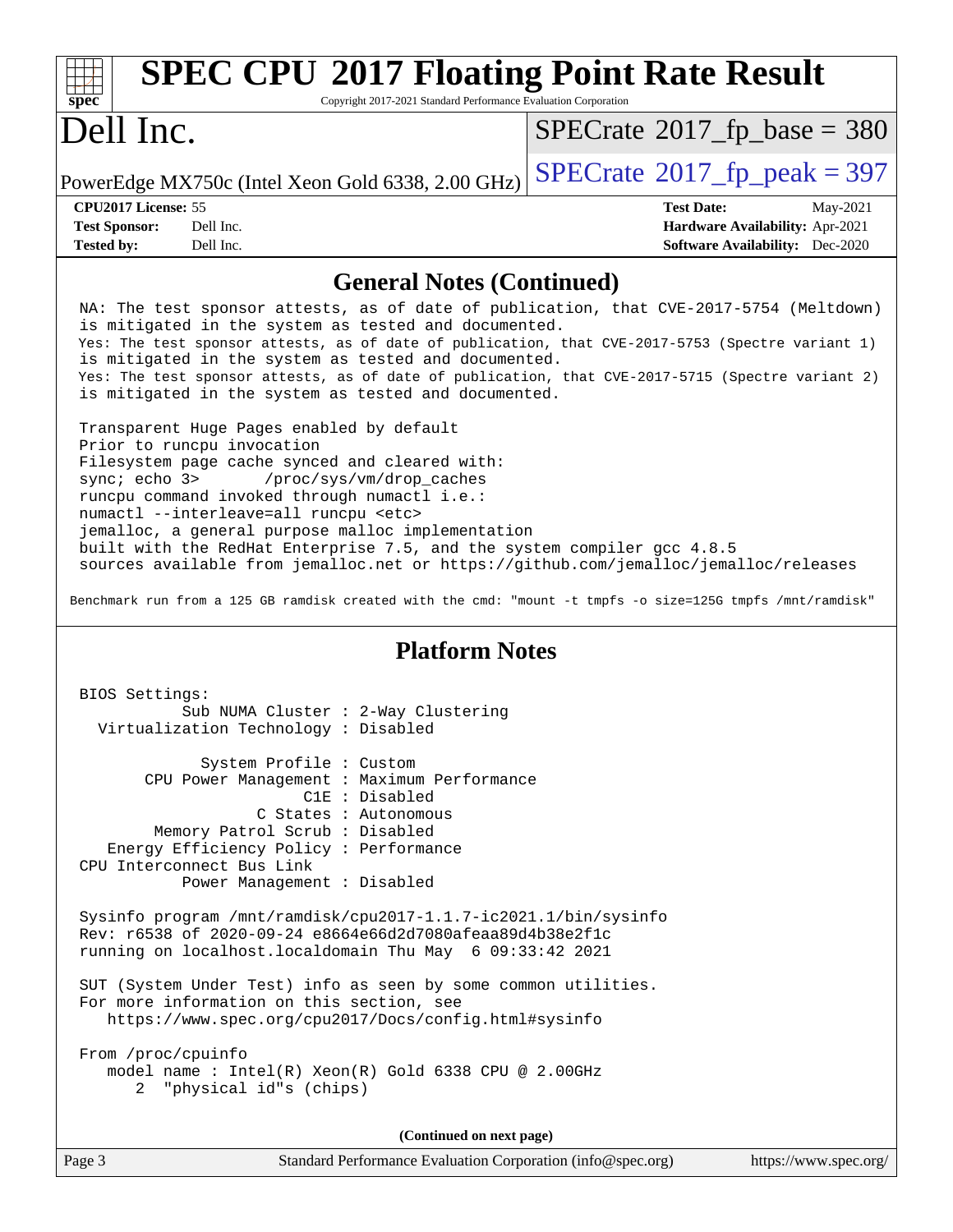# SPEC CPU 2017 Floating Point Rate Result

Copyright 2017-2021 Standard Performance Evaluation Corporation

# Dell Inc.

PowerEdge MX750c (Intel Xeon Gold 6338, 2.00 GHz)

SPECrate 2017_fp_base = 380

SPECrate 2017_fp_peak = 397

| | | | |
|---|---|---|---|
| **CPU2017 License:** | 55 | **Test Date:** | May-2021 |
| **Test Sponsor:** | Dell Inc. | **Hardware Availability:** | Apr-2021 |
| **Tested by:** | Dell Inc. | **Software Availability:** | Dec-2020 |

## General Notes (Continued)

```
NA: The test sponsor attests, as of date of publication, that CVE-2017-5754 (Meltdown)
is mitigated in the system as tested and documented.
Yes: The test sponsor attests, as of date of publication, that CVE-2017-5753 (Spectre variant 1)
is mitigated in the system as tested and documented.
Yes: The test sponsor attests, as of date of publication, that CVE-2017-5715 (Spectre variant 2)
is mitigated in the system as tested and documented.

Transparent Huge Pages enabled by default
Prior to runcpu invocation
Filesystem page cache synced and cleared with:
sync; echo 3>       /proc/sys/vm/drop_caches
runcpu command invoked through numactl i.e.:
numactl --interleave=all runcpu <etc>
jemalloc, a general purpose malloc implementation
built with the RedHat Enterprise 7.5, and the system compiler gcc 4.8.5
sources available from jemalloc.net or https://github.com/jemalloc/jemalloc/releases

Benchmark run from a 125 GB ramdisk created with the cmd: "mount -t tmpfs -o size=125G tmpfs /mnt/ramdisk"
```

## Platform Notes

```
BIOS Settings:
          Sub NUMA Cluster : 2-Way Clustering
  Virtualization Technology : Disabled

            System Profile : Custom
      CPU Power Management : Maximum Performance
                       C1E : Disabled
                  C States : Autonomous
       Memory Patrol Scrub : Disabled
   Energy Efficiency Policy : Performance
CPU Interconnect Bus Link
          Power Management : Disabled

Sysinfo program /mnt/ramdisk/cpu2017-1.1.7-ic2021.1/bin/sysinfo
Rev: r6538 of 2020-09-24 e8664e66d2d7080afeaa89d4b38e2f1c
running on localhost.localdomain Thu May  6 09:33:42 2021

SUT (System Under Test) info as seen by some common utilities.
For more information on this section, see
   https://www.spec.org/cpu2017/Docs/config.html#sysinfo

From /proc/cpuinfo
   model name : Intel(R) Xeon(R) Gold 6338 CPU @ 2.00GHz
      2  "physical id"s (chips)
```

(Continued on next page)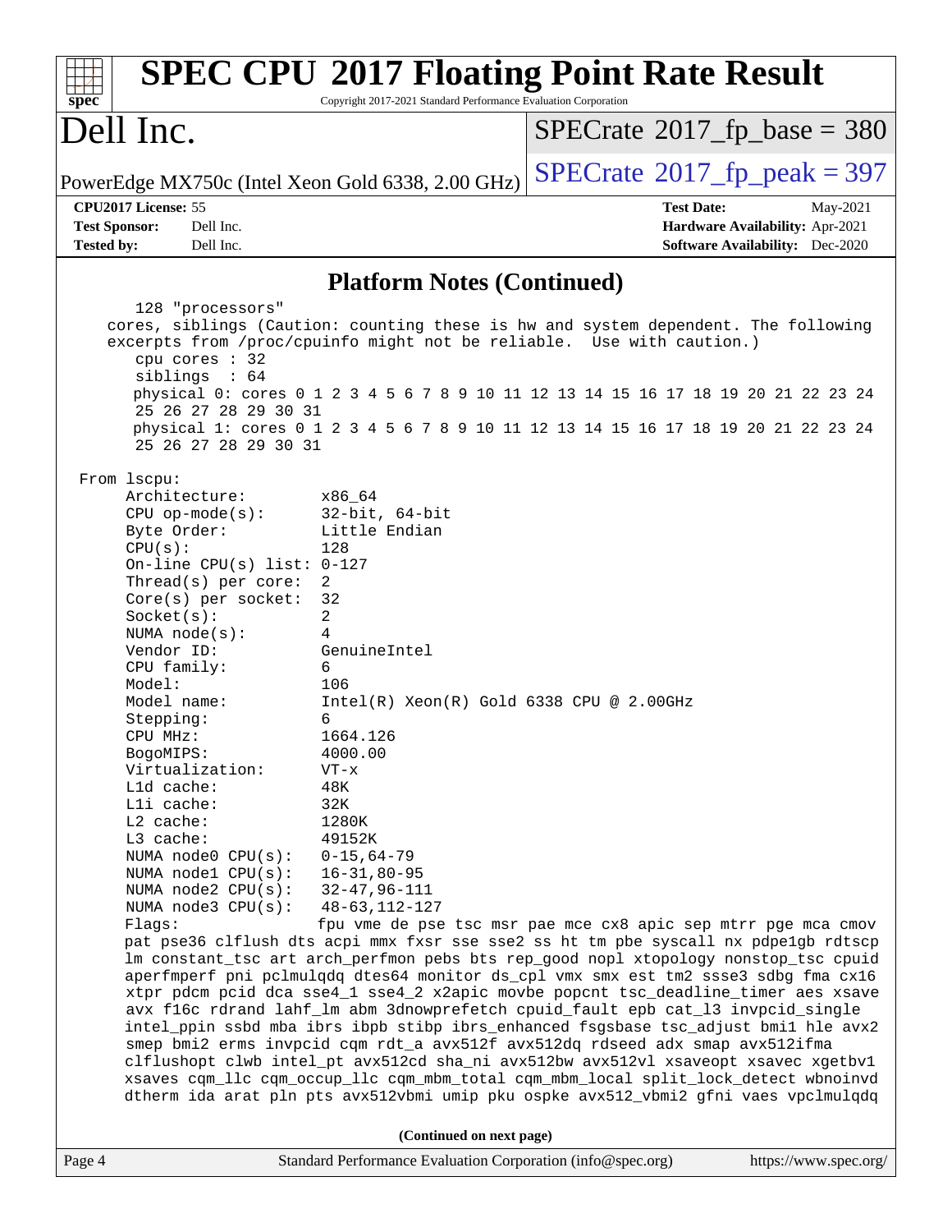## Platform Notes (Continued)

```
   128 "processors"
 cores, siblings (Caution: counting these is hw and system dependent. The following
 excerpts from /proc/cpuinfo might not be reliable.  Use with caution.)
   cpu cores : 32
   siblings  : 64
   physical 0: cores 0 1 2 3 4 5 6 7 8 9 10 11 12 13 14 15 16 17 18 19 20 21 22 23 24
   25 26 27 28 29 30 31
   physical 1: cores 0 1 2 3 4 5 6 7 8 9 10 11 12 13 14 15 16 17 18 19 20 21 22 23 24
   25 26 27 28 29 30 31

From lscpu:
     Architecture:        x86_64
     CPU op-mode(s):      32-bit, 64-bit
     Byte Order:          Little Endian
     CPU(s):              128
     On-line CPU(s) list: 0-127
     Thread(s) per core:  2
     Core(s) per socket:  32
     Socket(s):           2
     NUMA node(s):        4
     Vendor ID:           GenuineIntel
     CPU family:          6
     Model:               106
     Model name:          Intel(R) Xeon(R) Gold 6338 CPU @ 2.00GHz
     Stepping:            6
     CPU MHz:             1664.126
     BogoMIPS:            4000.00
     Virtualization:      VT-x
     L1d cache:           48K
     L1i cache:           32K
     L2 cache:            1280K
     L3 cache:            49152K
     NUMA node0 CPU(s):   0-15,64-79
     NUMA node1 CPU(s):   16-31,80-95
     NUMA node2 CPU(s):   32-47,96-111
     NUMA node3 CPU(s):   48-63,112-127
     Flags:               fpu vme de pse tsc msr pae mce cx8 apic sep mtrr pge mca cmov
     pat pse36 clflush dts acpi mmx fxsr sse sse2 ss ht tm pbe syscall nx pdpe1gb rdtscp
     lm constant_tsc art arch_perfmon pebs bts rep_good nopl xtopology nonstop_tsc cpuid
     aperfmperf pni pclmulqdq dtes64 monitor ds_cpl vmx smx est tm2 ssse3 sdbg fma cx16
     xtpr pdcm pcid dca sse4_1 sse4_2 x2apic movbe popcnt tsc_deadline_timer aes xsave
     avx f16c rdrand lahf_lm abm 3dnowprefetch cpuid_fault epb cat_l3 invpcid_single
     intel_ppin ssbd mba ibrs ibpb stibp ibrs_enhanced fsgsbase tsc_adjust bmi1 hle avx2
     smep bmi2 erms invpcid cqm rdt_a avx512f avx512dq rdseed adx smap avx512ifma
     clflushopt clwb intel_pt avx512cd sha_ni avx512bw avx512vl xsaveopt xsavec xgetbv1
     xsaves cqm_llc cqm_occup_llc cqm_mbm_total cqm_mbm_local split_lock_detect wbnoinvd
     dtherm ida arat pln pts avx512vbmi umip pku ospke avx512_vbmi2 gfni vaes vpclmulqdq
```

(Continued on next page)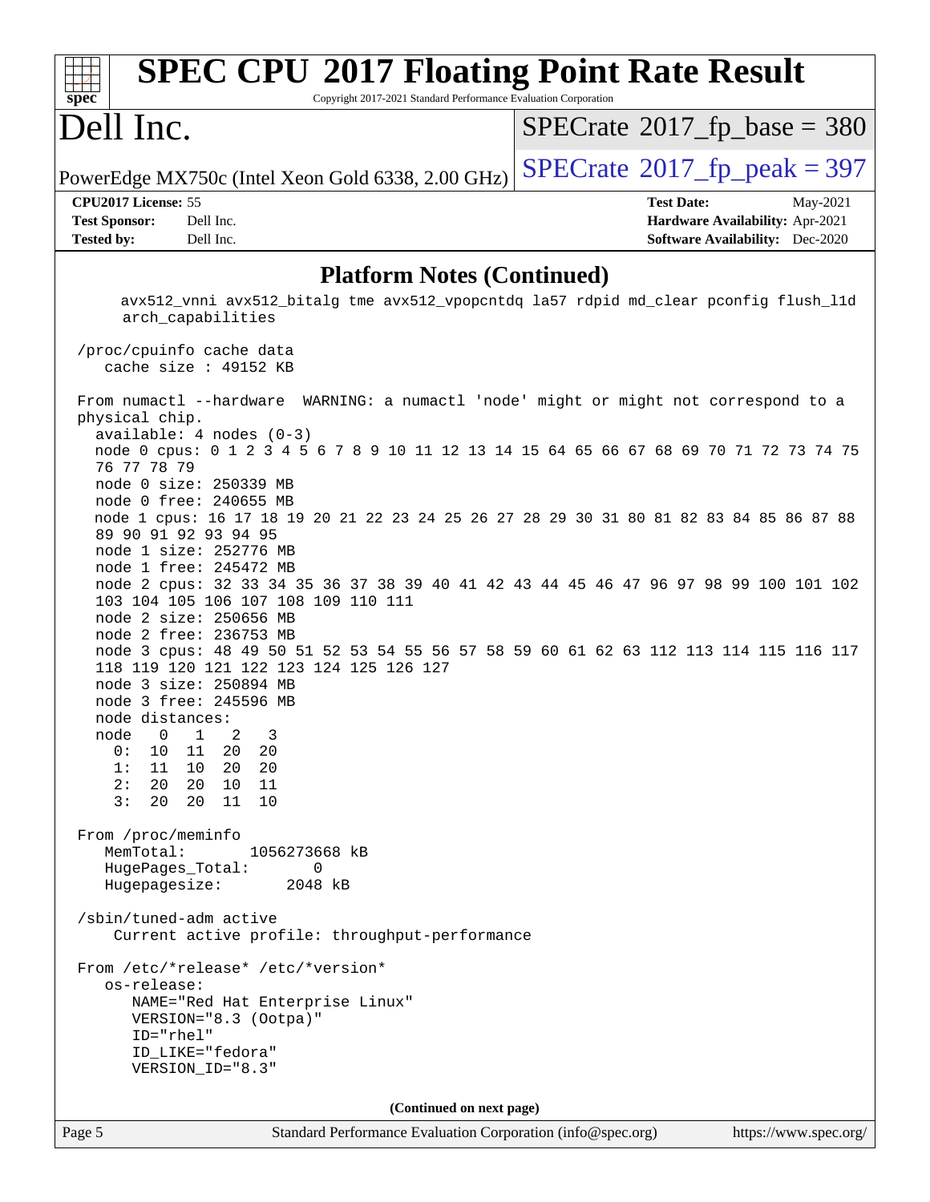## Platform Notes (Continued)

```
     avx512_vnni avx512_bitalg tme avx512_vpopcntdq la57 rdpid md_clear pconfig flush_l1d
     arch_capabilities

 /proc/cpuinfo cache data
    cache size : 49152 KB

 From numactl --hardware  WARNING: a numactl 'node' might or might not correspond to a
 physical chip.
   available: 4 nodes (0-3)
   node 0 cpus: 0 1 2 3 4 5 6 7 8 9 10 11 12 13 14 15 64 65 66 67 68 69 70 71 72 73 74 75
   76 77 78 79
   node 0 size: 250339 MB
   node 0 free: 240655 MB
   node 1 cpus: 16 17 18 19 20 21 22 23 24 25 26 27 28 29 30 31 80 81 82 83 84 85 86 87 88
   89 90 91 92 93 94 95
   node 1 size: 252776 MB
   node 1 free: 245472 MB
   node 2 cpus: 32 33 34 35 36 37 38 39 40 41 42 43 44 45 46 47 96 97 98 99 100 101 102
   103 104 105 106 107 108 109 110 111
   node 2 size: 250656 MB
   node 2 free: 236753 MB
   node 3 cpus: 48 49 50 51 52 53 54 55 56 57 58 59 60 61 62 63 112 113 114 115 116 117
   118 119 120 121 122 123 124 125 126 127
   node 3 size: 250894 MB
   node 3 free: 245596 MB
   node distances:
   node   0   1   2   3
     0:  10  11  20  20
     1:  11  10  20  20
     2:  20  20  10  11
     3:  20  20  11  10

 From /proc/meminfo
    MemTotal:       1056273668 kB
    HugePages_Total:       0
    Hugepagesize:       2048 kB

 /sbin/tuned-adm active
     Current active profile: throughput-performance

 From /etc/*release* /etc/*version*
    os-release:
       NAME="Red Hat Enterprise Linux"
       VERSION="8.3 (Ootpa)"
       ID="rhel"
       ID_LIKE="fedora"
       VERSION_ID="8.3"
```

(Continued on next page)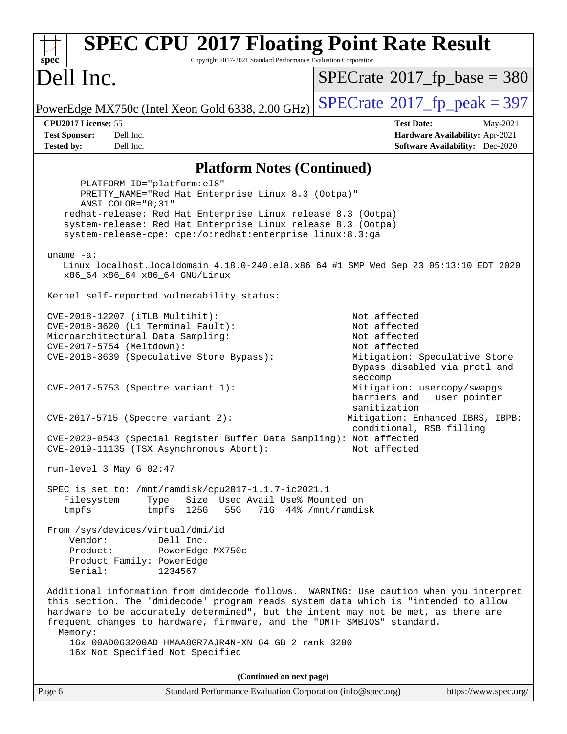# SPEC CPU 2017 Floating Point Rate Result

Copyright 2017-2021 Standard Performance Evaluation Corporation

## Dell Inc.

PowerEdge MX750c (Intel Xeon Gold 6338, 2.00 GHz)

SPECrate 2017_fp_base = 380

SPECrate 2017_fp_peak = 397

**CPU2017 License:** 55
**Test Sponsor:** Dell Inc.
**Tested by:** Dell Inc.

**Test Date:** May-2021
**Hardware Availability:** Apr-2021
**Software Availability:** Dec-2020

### Platform Notes (Continued)

```
      PLATFORM_ID="platform:el8"
      PRETTY_NAME="Red Hat Enterprise Linux 8.3 (Ootpa)"
      ANSI_COLOR="0;31"
    redhat-release: Red Hat Enterprise Linux release 8.3 (Ootpa)
    system-release: Red Hat Enterprise Linux release 8.3 (Ootpa)
    system-release-cpe: cpe:/o:redhat:enterprise_linux:8.3:ga

 uname -a:
    Linux localhost.localdomain 4.18.0-240.el8.x86_64 #1 SMP Wed Sep 23 05:13:10 EDT 2020
    x86_64 x86_64 x86_64 GNU/Linux

 Kernel self-reported vulnerability status:

 CVE-2018-12207 (iTLB Multihit):                            Not affected
 CVE-2018-3620 (L1 Terminal Fault):                         Not affected
 Microarchitectural Data Sampling:                          Not affected
 CVE-2017-5754 (Meltdown):                                  Not affected
 CVE-2018-3639 (Speculative Store Bypass):                  Mitigation: Speculative Store
                                                            Bypass disabled via prctl and
                                                            seccomp
 CVE-2017-5753 (Spectre variant 1):                         Mitigation: usercopy/swapgs
                                                            barriers and __user pointer
                                                            sanitization
 CVE-2017-5715 (Spectre variant 2):                        Mitigation: Enhanced IBRS, IBPB:
                                                            conditional, RSB filling
 CVE-2020-0543 (Special Register Buffer Data Sampling): Not affected
 CVE-2019-11135 (TSX Asynchronous Abort):                   Not affected

 run-level 3 May 6 02:47

 SPEC is set to: /mnt/ramdisk/cpu2017-1.1.7-ic2021.1
    Filesystem     Type   Size  Used Avail Use% Mounted on
    tmpfs          tmpfs  125G   55G   71G  44% /mnt/ramdisk

 From /sys/devices/virtual/dmi/id
     Vendor:         Dell Inc.
     Product:        PowerEdge MX750c
     Product Family: PowerEdge
     Serial:         1234567

 Additional information from dmidecode follows.  WARNING: Use caution when you interpret
 this section. The 'dmidecode' program reads system data which is "intended to allow
 hardware to be accurately determined", but the intent may not be met, as there are
 frequent changes to hardware, firmware, and the "DMTF SMBIOS" standard.
   Memory:
     16x 00AD063200AD HMAA8GR7AJR4N-XN 64 GB 2 rank 3200
     16x Not Specified Not Specified
```

(Continued on next page)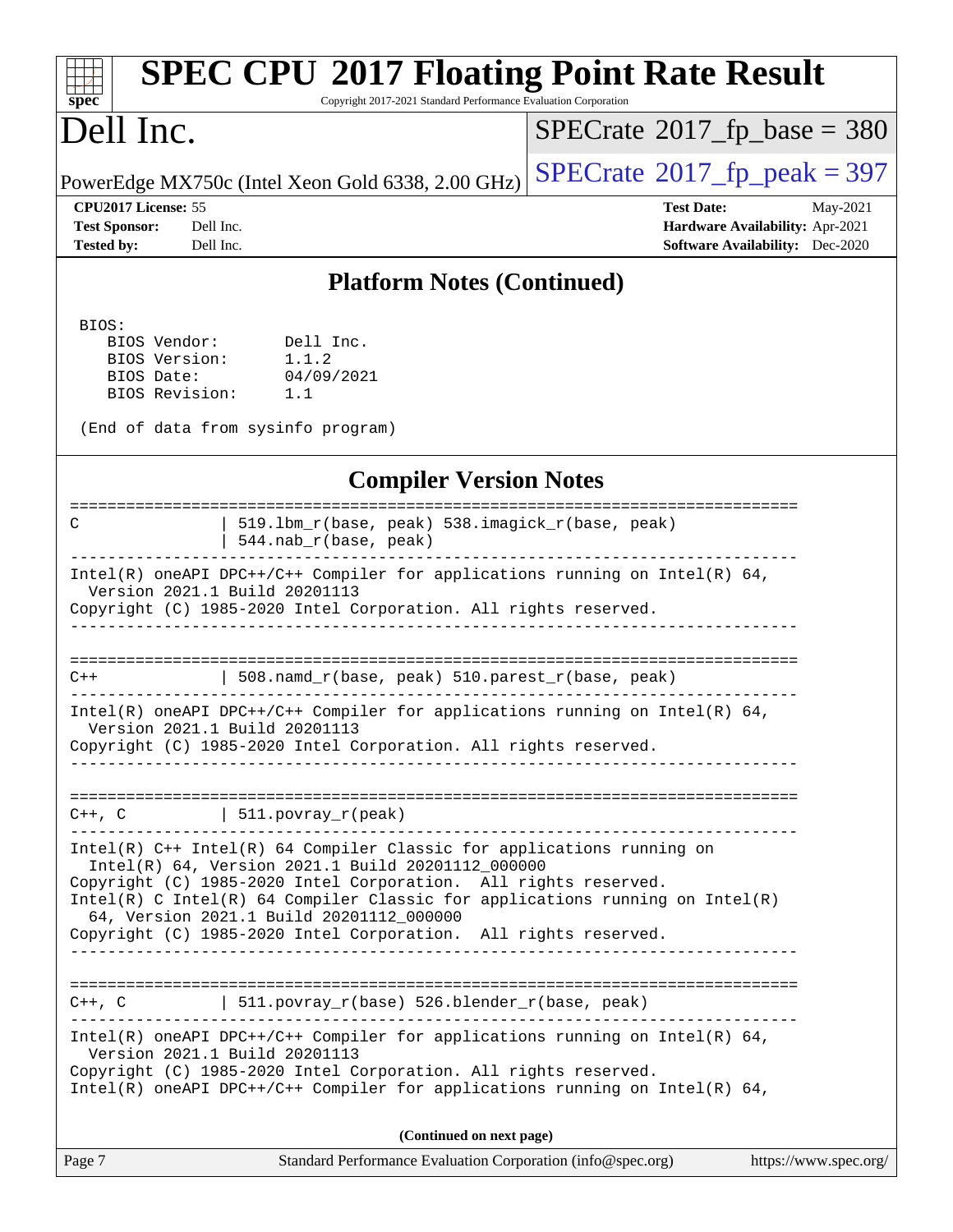## Platform Notes (Continued)

```
 BIOS:
    BIOS Vendor:       Dell Inc.
    BIOS Version:      1.1.2
    BIOS Date:         04/09/2021
    BIOS Revision:     1.1

 (End of data from sysinfo program)
```

## Compiler Version Notes

```
==============================================================================
C               | 519.lbm_r(base, peak) 538.imagick_r(base, peak)
                | 544.nab_r(base, peak)
------------------------------------------------------------------------------
Intel(R) oneAPI DPC++/C++ Compiler for applications running on Intel(R) 64,
  Version 2021.1 Build 20201113
Copyright (C) 1985-2020 Intel Corporation. All rights reserved.
------------------------------------------------------------------------------

==============================================================================
C++             | 508.namd_r(base, peak) 510.parest_r(base, peak)
------------------------------------------------------------------------------
Intel(R) oneAPI DPC++/C++ Compiler for applications running on Intel(R) 64,
  Version 2021.1 Build 20201113
Copyright (C) 1985-2020 Intel Corporation. All rights reserved.
------------------------------------------------------------------------------

==============================================================================
C++, C          | 511.povray_r(peak)
------------------------------------------------------------------------------
Intel(R) C++ Intel(R) 64 Compiler Classic for applications running on
  Intel(R) 64, Version 2021.1 Build 20201112_000000
Copyright (C) 1985-2020 Intel Corporation.  All rights reserved.
Intel(R) C Intel(R) 64 Compiler Classic for applications running on Intel(R)
  64, Version 2021.1 Build 20201112_000000
Copyright (C) 1985-2020 Intel Corporation.  All rights reserved.
------------------------------------------------------------------------------

==============================================================================
C++, C          | 511.povray_r(base) 526.blender_r(base, peak)
------------------------------------------------------------------------------
Intel(R) oneAPI DPC++/C++ Compiler for applications running on Intel(R) 64,
  Version 2021.1 Build 20201113
Copyright (C) 1985-2020 Intel Corporation. All rights reserved.
Intel(R) oneAPI DPC++/C++ Compiler for applications running on Intel(R) 64,
```

**(Continued on next page)**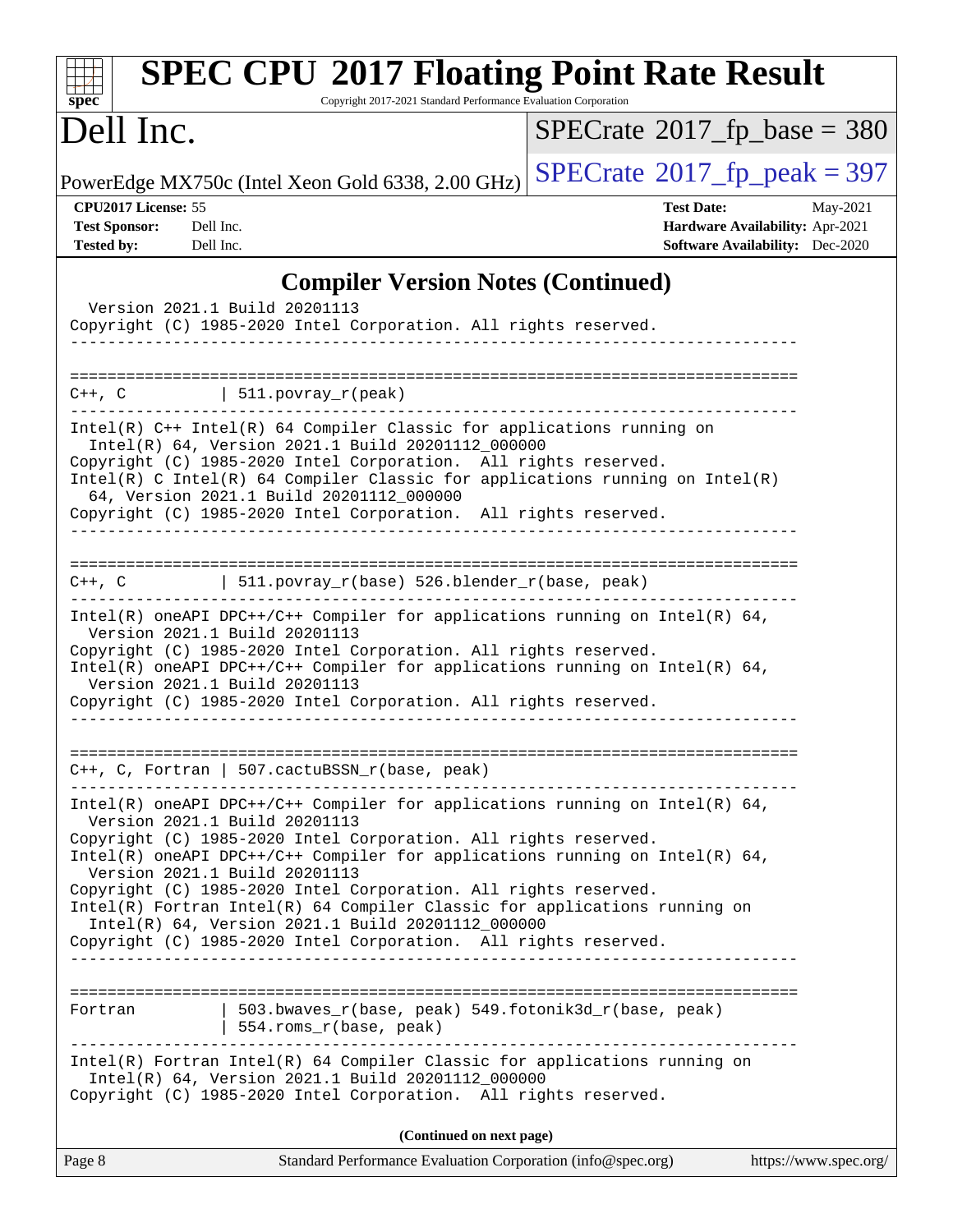## Compiler Version Notes (Continued)

```
  Version 2021.1 Build 20201113
Copyright (C) 1985-2020 Intel Corporation. All rights reserved.
------------------------------------------------------------------------------

==============================================================================
C++, C          | 511.povray_r(peak)
------------------------------------------------------------------------------
Intel(R) C++ Intel(R) 64 Compiler Classic for applications running on
  Intel(R) 64, Version 2021.1 Build 20201112_000000
Copyright (C) 1985-2020 Intel Corporation.  All rights reserved.
Intel(R) C Intel(R) 64 Compiler Classic for applications running on Intel(R)
  64, Version 2021.1 Build 20201112_000000
Copyright (C) 1985-2020 Intel Corporation.  All rights reserved.
------------------------------------------------------------------------------

==============================================================================
C++, C          | 511.povray_r(base) 526.blender_r(base, peak)
------------------------------------------------------------------------------
Intel(R) oneAPI DPC++/C++ Compiler for applications running on Intel(R) 64,
  Version 2021.1 Build 20201113
Copyright (C) 1985-2020 Intel Corporation. All rights reserved.
Intel(R) oneAPI DPC++/C++ Compiler for applications running on Intel(R) 64,
  Version 2021.1 Build 20201113
Copyright (C) 1985-2020 Intel Corporation. All rights reserved.
------------------------------------------------------------------------------

==============================================================================
C++, C, Fortran | 507.cactuBSSN_r(base, peak)
------------------------------------------------------------------------------
Intel(R) oneAPI DPC++/C++ Compiler for applications running on Intel(R) 64,
  Version 2021.1 Build 20201113
Copyright (C) 1985-2020 Intel Corporation. All rights reserved.
Intel(R) oneAPI DPC++/C++ Compiler for applications running on Intel(R) 64,
  Version 2021.1 Build 20201113
Copyright (C) 1985-2020 Intel Corporation. All rights reserved.
Intel(R) Fortran Intel(R) 64 Compiler Classic for applications running on
  Intel(R) 64, Version 2021.1 Build 20201112_000000
Copyright (C) 1985-2020 Intel Corporation.  All rights reserved.
------------------------------------------------------------------------------

==============================================================================
Fortran         | 503.bwaves_r(base, peak) 549.fotonik3d_r(base, peak)
                | 554.roms_r(base, peak)
------------------------------------------------------------------------------
Intel(R) Fortran Intel(R) 64 Compiler Classic for applications running on
  Intel(R) 64, Version 2021.1 Build 20201112_000000
Copyright (C) 1985-2020 Intel Corporation.  All rights reserved.
```

**(Continued on next page)**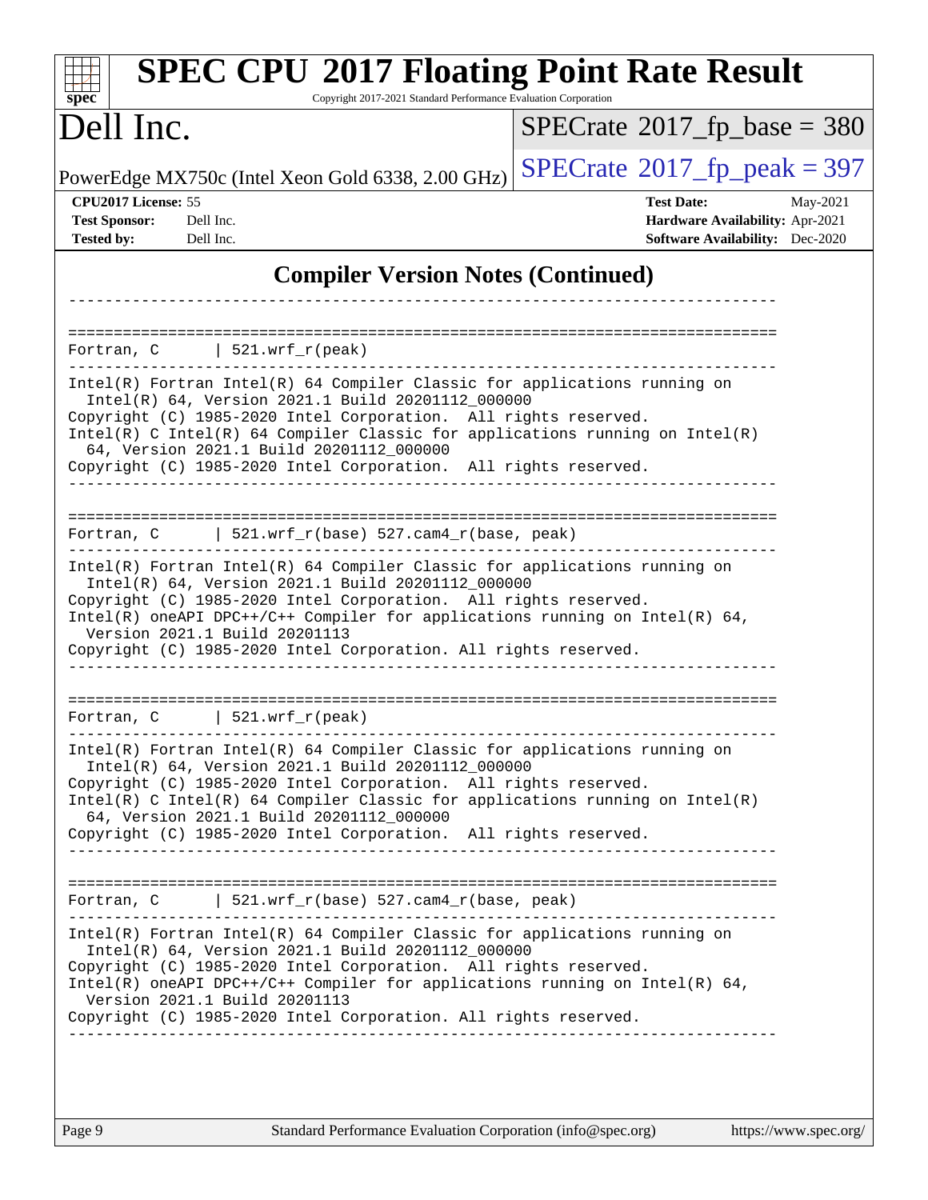## Compiler Version Notes (Continued)

```
------------------------------------------------------------------------------

==============================================================================
Fortran, C      | 521.wrf_r(peak)
------------------------------------------------------------------------------
Intel(R) Fortran Intel(R) 64 Compiler Classic for applications running on
  Intel(R) 64, Version 2021.1 Build 20201112_000000
Copyright (C) 1985-2020 Intel Corporation.  All rights reserved.
Intel(R) C Intel(R) 64 Compiler Classic for applications running on Intel(R)
  64, Version 2021.1 Build 20201112_000000
Copyright (C) 1985-2020 Intel Corporation.  All rights reserved.
------------------------------------------------------------------------------

==============================================================================
Fortran, C      | 521.wrf_r(base) 527.cam4_r(base, peak)
------------------------------------------------------------------------------
Intel(R) Fortran Intel(R) 64 Compiler Classic for applications running on
  Intel(R) 64, Version 2021.1 Build 20201112_000000
Copyright (C) 1985-2020 Intel Corporation.  All rights reserved.
Intel(R) oneAPI DPC++/C++ Compiler for applications running on Intel(R) 64,
  Version 2021.1 Build 20201113
Copyright (C) 1985-2020 Intel Corporation. All rights reserved.
------------------------------------------------------------------------------

==============================================================================
Fortran, C      | 521.wrf_r(peak)
------------------------------------------------------------------------------
Intel(R) Fortran Intel(R) 64 Compiler Classic for applications running on
  Intel(R) 64, Version 2021.1 Build 20201112_000000
Copyright (C) 1985-2020 Intel Corporation.  All rights reserved.
Intel(R) C Intel(R) 64 Compiler Classic for applications running on Intel(R)
  64, Version 2021.1 Build 20201112_000000
Copyright (C) 1985-2020 Intel Corporation.  All rights reserved.
------------------------------------------------------------------------------

==============================================================================
Fortran, C      | 521.wrf_r(base) 527.cam4_r(base, peak)
------------------------------------------------------------------------------
Intel(R) Fortran Intel(R) 64 Compiler Classic for applications running on
  Intel(R) 64, Version 2021.1 Build 20201112_000000
Copyright (C) 1985-2020 Intel Corporation.  All rights reserved.
Intel(R) oneAPI DPC++/C++ Compiler for applications running on Intel(R) 64,
  Version 2021.1 Build 20201113
Copyright (C) 1985-2020 Intel Corporation. All rights reserved.
------------------------------------------------------------------------------
```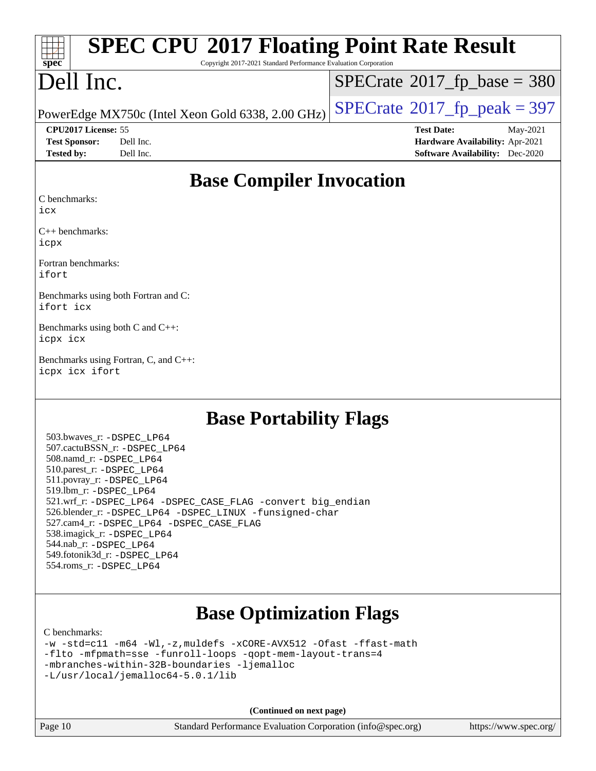## Base Compiler Invocation

C benchmarks:
icx

C++ benchmarks:
icpx

Fortran benchmarks:
ifort

Benchmarks using both Fortran and C:
ifort icx

Benchmarks using both C and C++:
icpx icx

Benchmarks using Fortran, C, and C++:
icpx icx ifort

## Base Portability Flags

503.bwaves_r: -DSPEC_LP64
507.cactuBSSN_r: -DSPEC_LP64
508.namd_r: -DSPEC_LP64
510.parest_r: -DSPEC_LP64
511.povray_r: -DSPEC_LP64
519.lbm_r: -DSPEC_LP64
521.wrf_r: -DSPEC_LP64 -DSPEC_CASE_FLAG -convert big_endian
526.blender_r: -DSPEC_LP64 -DSPEC_LINUX -funsigned-char
527.cam4_r: -DSPEC_LP64 -DSPEC_CASE_FLAG
538.imagick_r: -DSPEC_LP64
544.nab_r: -DSPEC_LP64
549.fotonik3d_r: -DSPEC_LP64
554.roms_r: -DSPEC_LP64

## Base Optimization Flags

C benchmarks:
-w -std=c11 -m64 -Wl,-z,muldefs -xCORE-AVX512 -Ofast -ffast-math
-flto -mfpmath=sse -funroll-loops -qopt-mem-layout-trans=4
-mbranches-within-32B-boundaries -ljemalloc
-L/usr/local/jemalloc64-5.0.1/lib

(Continued on next page)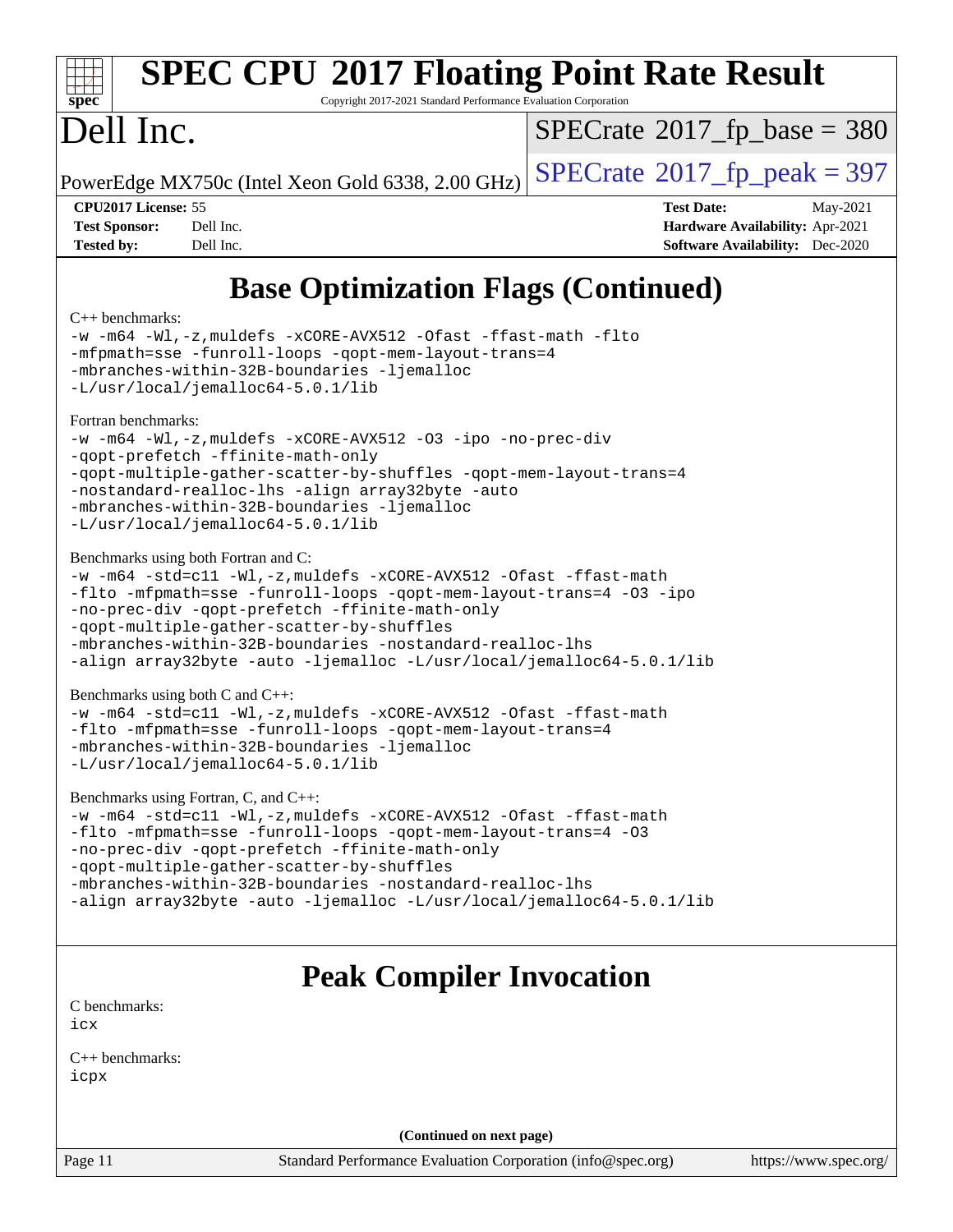# SPEC CPU 2017 Floating Point Rate Result

Copyright 2017-2021 Standard Performance Evaluation Corporation

# Dell Inc.

PowerEdge MX750c (Intel Xeon Gold 6338, 2.00 GHz)

SPECrate 2017_fp_base = 380

SPECrate 2017_fp_peak = 397

**CPU2017 License:** 55
**Test Sponsor:** Dell Inc.
**Tested by:** Dell Inc.

**Test Date:** May-2021
**Hardware Availability:** Apr-2021
**Software Availability:** Dec-2020

## Base Optimization Flags (Continued)

C++ benchmarks:

```
-w -m64 -Wl,-z,muldefs -xCORE-AVX512 -Ofast -ffast-math -flto
-mfpmath=sse -funroll-loops -qopt-mem-layout-trans=4
-mbranches-within-32B-boundaries -ljemalloc
-L/usr/local/jemalloc64-5.0.1/lib
```

Fortran benchmarks:

```
-w -m64 -Wl,-z,muldefs -xCORE-AVX512 -O3 -ipo -no-prec-div
-qopt-prefetch -ffinite-math-only
-qopt-multiple-gather-scatter-by-shuffles -qopt-mem-layout-trans=4
-nostandard-realloc-lhs -align array32byte -auto
-mbranches-within-32B-boundaries -ljemalloc
-L/usr/local/jemalloc64-5.0.1/lib
```

Benchmarks using both Fortran and C:

```
-w -m64 -std=c11 -Wl,-z,muldefs -xCORE-AVX512 -Ofast -ffast-math
-flto -mfpmath=sse -funroll-loops -qopt-mem-layout-trans=4 -O3 -ipo
-no-prec-div -qopt-prefetch -ffinite-math-only
-qopt-multiple-gather-scatter-by-shuffles
-mbranches-within-32B-boundaries -nostandard-realloc-lhs
-align array32byte -auto -ljemalloc -L/usr/local/jemalloc64-5.0.1/lib
```

Benchmarks using both C and C++:

```
-w -m64 -std=c11 -Wl,-z,muldefs -xCORE-AVX512 -Ofast -ffast-math
-flto -mfpmath=sse -funroll-loops -qopt-mem-layout-trans=4
-mbranches-within-32B-boundaries -ljemalloc
-L/usr/local/jemalloc64-5.0.1/lib
```

Benchmarks using Fortran, C, and C++:

```
-w -m64 -std=c11 -Wl,-z,muldefs -xCORE-AVX512 -Ofast -ffast-math
-flto -mfpmath=sse -funroll-loops -qopt-mem-layout-trans=4 -O3
-no-prec-div -qopt-prefetch -ffinite-math-only
-qopt-multiple-gather-scatter-by-shuffles
-mbranches-within-32B-boundaries -nostandard-realloc-lhs
-align array32byte -auto -ljemalloc -L/usr/local/jemalloc64-5.0.1/lib
```

## Peak Compiler Invocation

C benchmarks:

```
icx
```

C++ benchmarks:

```
icpx
```

**(Continued on next page)**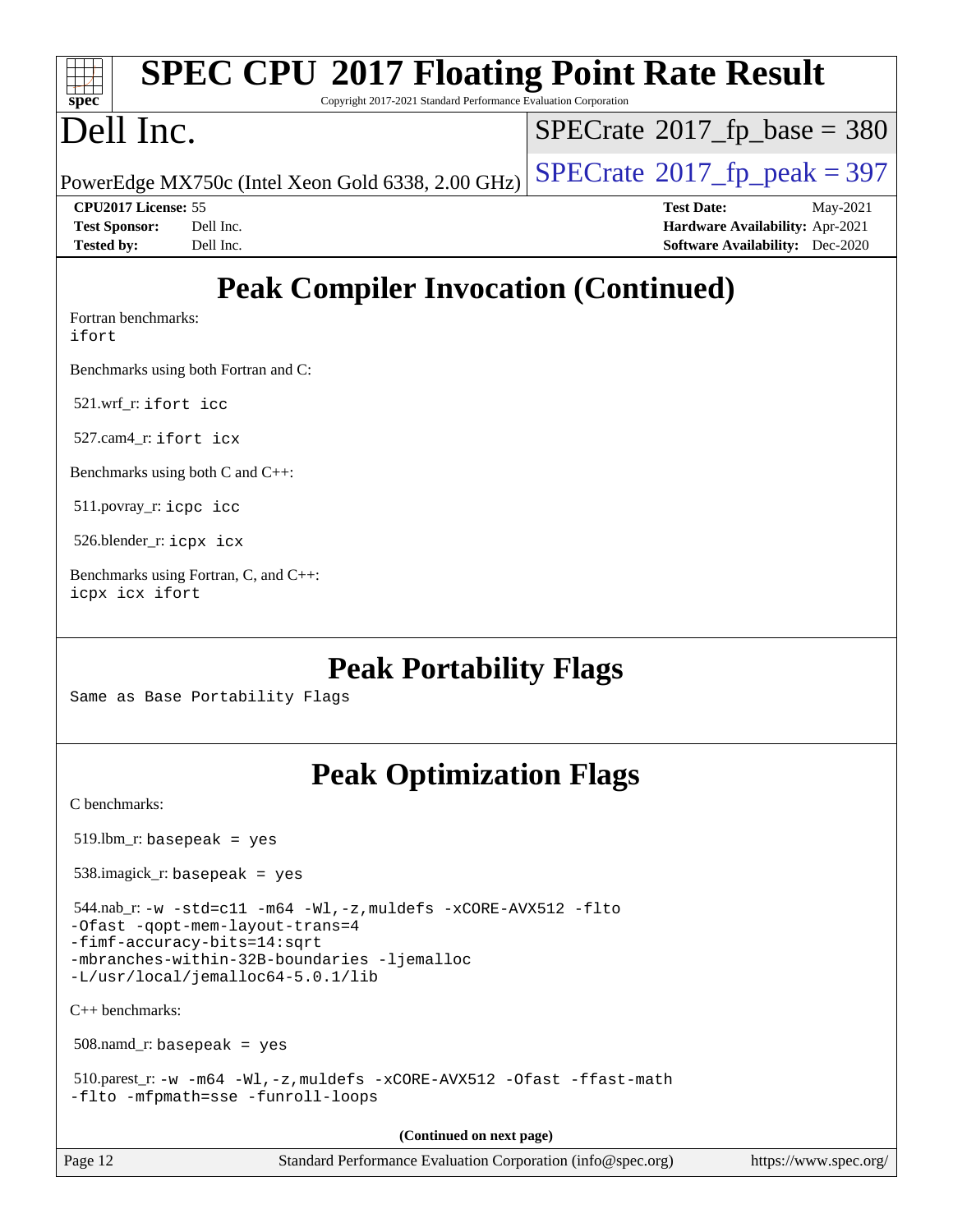# Peak Compiler Invocation (Continued)

Fortran benchmarks:
`ifort`

Benchmarks using both Fortran and C:

521.wrf_r: `ifort icc`

527.cam4_r: `ifort icx`

Benchmarks using both C and C++:

511.povray_r: `icpc icc`

526.blender_r: `icpx icx`

Benchmarks using Fortran, C, and C++:
`icpx icx ifort`

# Peak Portability Flags

Same as Base Portability Flags

# Peak Optimization Flags

C benchmarks:

519.lbm_r: `basepeak = yes`

538.imagick_r: `basepeak = yes`

544.nab_r:
```
-w -std=c11 -m64 -Wl,-z,muldefs -xCORE-AVX512 -flto
-Ofast -qopt-mem-layout-trans=4
-fimf-accuracy-bits=14:sqrt
-mbranches-within-32B-boundaries -ljemalloc
-L/usr/local/jemalloc64-5.0.1/lib
```

C++ benchmarks:

508.namd_r: `basepeak = yes`

510.parest_r:
```
-w -m64 -Wl,-z,muldefs -xCORE-AVX512 -Ofast -ffast-math
-flto -mfpmath=sse -funroll-loops
```

(Continued on next page)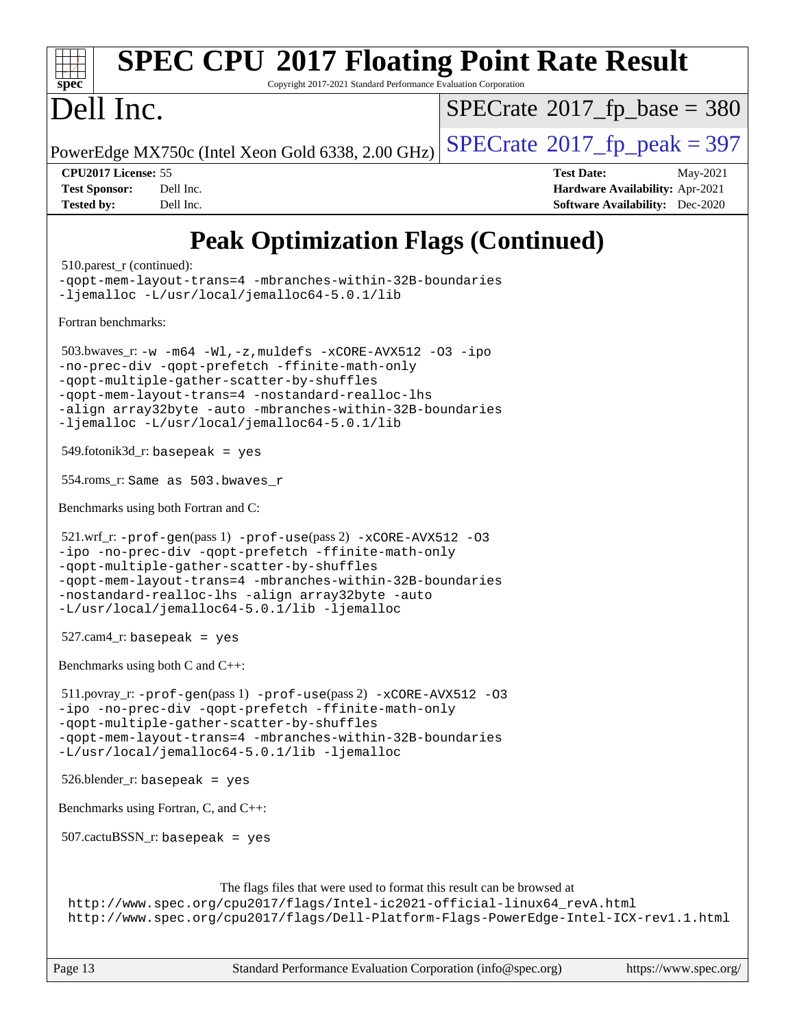# Peak Optimization Flags (Continued)

510.parest_r (continued):
-qopt-mem-layout-trans=4 -mbranches-within-32B-boundaries
-ljemalloc -L/usr/local/jemalloc64-5.0.1/lib

Fortran benchmarks:

503.bwaves_r: -w -m64 -Wl,-z,muldefs -xCORE-AVX512 -O3 -ipo
-no-prec-div -qopt-prefetch -ffinite-math-only
-qopt-multiple-gather-scatter-by-shuffles
-qopt-mem-layout-trans=4 -nostandard-realloc-lhs
-align array32byte -auto -mbranches-within-32B-boundaries
-ljemalloc -L/usr/local/jemalloc64-5.0.1/lib

549.fotonik3d_r: basepeak = yes

554.roms_r: Same as 503.bwaves_r

Benchmarks using both Fortran and C:

521.wrf_r: -prof-gen(pass 1) -prof-use(pass 2) -xCORE-AVX512 -O3
-ipo -no-prec-div -qopt-prefetch -ffinite-math-only
-qopt-multiple-gather-scatter-by-shuffles
-qopt-mem-layout-trans=4 -mbranches-within-32B-boundaries
-nostandard-realloc-lhs -align array32byte -auto
-L/usr/local/jemalloc64-5.0.1/lib -ljemalloc

527.cam4_r: basepeak = yes

Benchmarks using both C and C++:

511.povray_r: -prof-gen(pass 1) -prof-use(pass 2) -xCORE-AVX512 -O3
-ipo -no-prec-div -qopt-prefetch -ffinite-math-only
-qopt-multiple-gather-scatter-by-shuffles
-qopt-mem-layout-trans=4 -mbranches-within-32B-boundaries
-L/usr/local/jemalloc64-5.0.1/lib -ljemalloc

526.blender_r: basepeak = yes

Benchmarks using Fortran, C, and C++:

507.cactuBSSN_r: basepeak = yes

The flags files that were used to format this result can be browsed at
http://www.spec.org/cpu2017/flags/Intel-ic2021-official-linux64_revA.html
http://www.spec.org/cpu2017/flags/Dell-Platform-Flags-PowerEdge-Intel-ICX-rev1.1.html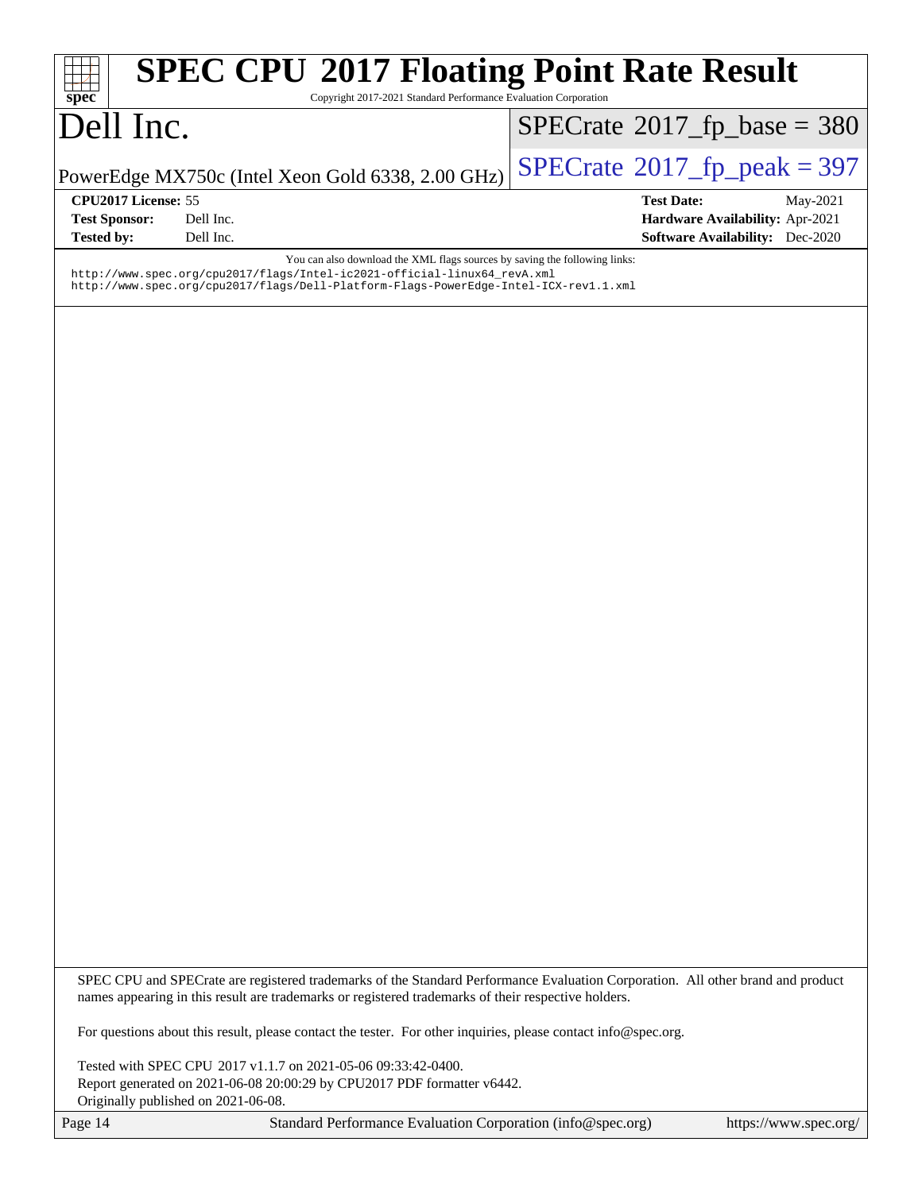# SPEC CPU 2017 Floating Point Rate Result

Copyright 2017-2021 Standard Performance Evaluation Corporation

# Dell Inc.

PowerEdge MX750c (Intel Xeon Gold 6338, 2.00 GHz)

SPECrate 2017_fp_base = 380

SPECrate 2017_fp_peak = 397

**CPU2017 License:** 55
**Test Sponsor:** Dell Inc.
**Tested by:** Dell Inc.

**Test Date:** May-2021
**Hardware Availability:** Apr-2021
**Software Availability:** Dec-2020

You can also download the XML flags sources by saving the following links:
http://www.spec.org/cpu2017/flags/Intel-ic2021-official-linux64_revA.xml
http://www.spec.org/cpu2017/flags/Dell-Platform-Flags-PowerEdge-Intel-ICX-rev1.1.xml

SPEC CPU and SPECrate are registered trademarks of the Standard Performance Evaluation Corporation. All other brand and product names appearing in this result are trademarks or registered trademarks of their respective holders.

For questions about this result, please contact the tester. For other inquiries, please contact info@spec.org.

Tested with SPEC CPU 2017 v1.1.7 on 2021-05-06 09:33:42-0400.
Report generated on 2021-06-08 20:00:29 by CPU2017 PDF formatter v6442.
Originally published on 2021-06-08.